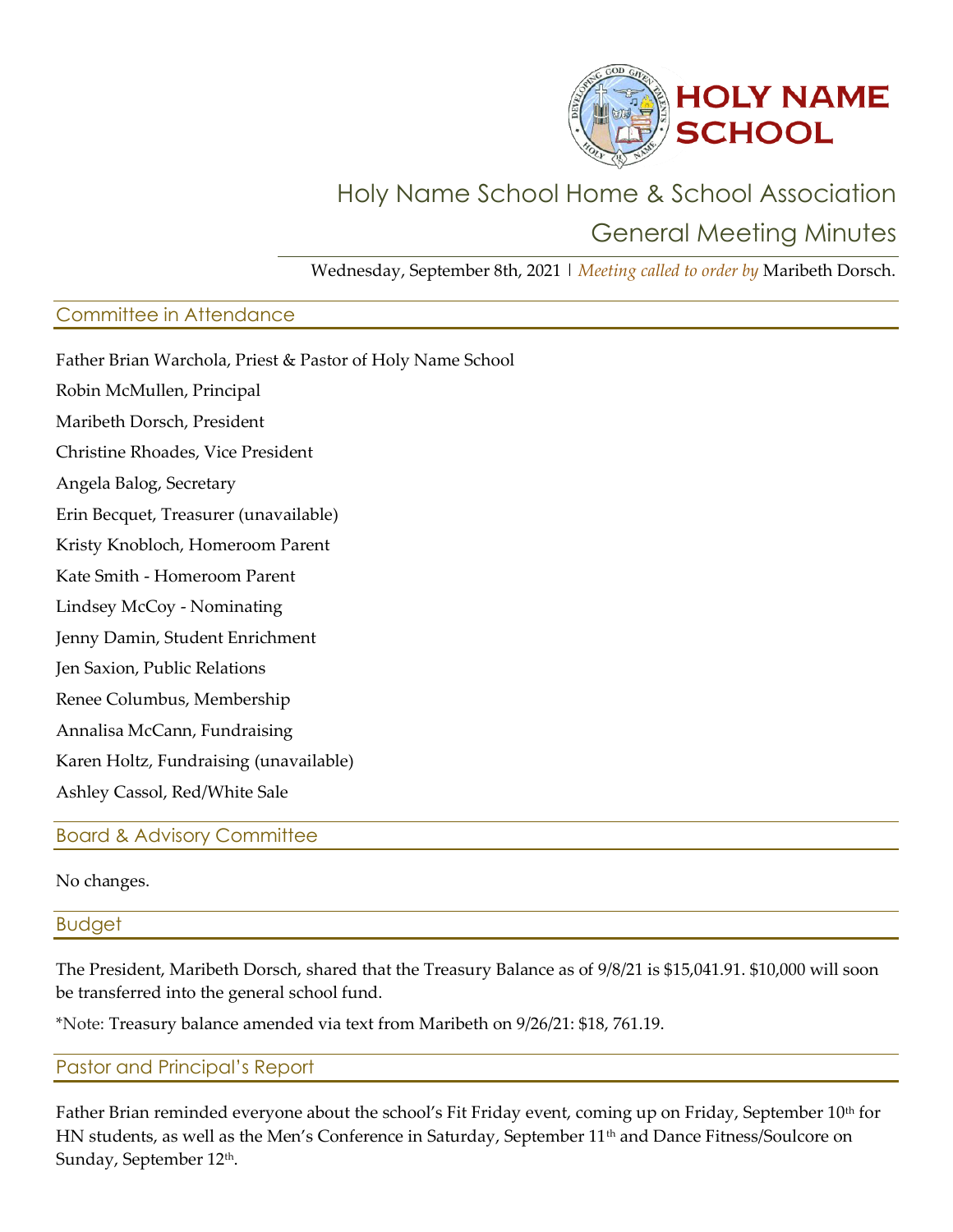# HOLY NAME SCHOOL

## Holy Name School Home & School Association
## General Meeting Minutes

Wednesday, September 8th, 2021 | *Meeting called to order by* Maribeth Dorsch.

### Committee in Attendance

Father Brian Warchola, Priest & Pastor of Holy Name School

Robin McMullen, Principal

Maribeth Dorsch, President

Christine Rhoades, Vice President

Angela Balog, Secretary

Erin Becquet, Treasurer (unavailable)

Kristy Knobloch, Homeroom Parent

Kate Smith - Homeroom Parent

Lindsey McCoy - Nominating

Jenny Damin, Student Enrichment

Jen Saxion, Public Relations

Renee Columbus, Membership

Annalisa McCann, Fundraising

Karen Holtz, Fundraising (unavailable)

Ashley Cassol, Red/White Sale

### Board & Advisory Committee

No changes.

### Budget

The President, Maribeth Dorsch, shared that the Treasury Balance as of 9/8/21 is $15,041.91. $10,000 will soon be transferred into the general school fund.

*Note: Treasury balance amended via text from Maribeth on 9/26/21: $18, 761.19.

### Pastor and Principal's Report

Father Brian reminded everyone about the school's Fit Friday event, coming up on Friday, September 10th for HN students, as well as the Men's Conference in Saturday, September 11th and Dance Fitness/Soulcore on Sunday, September 12th.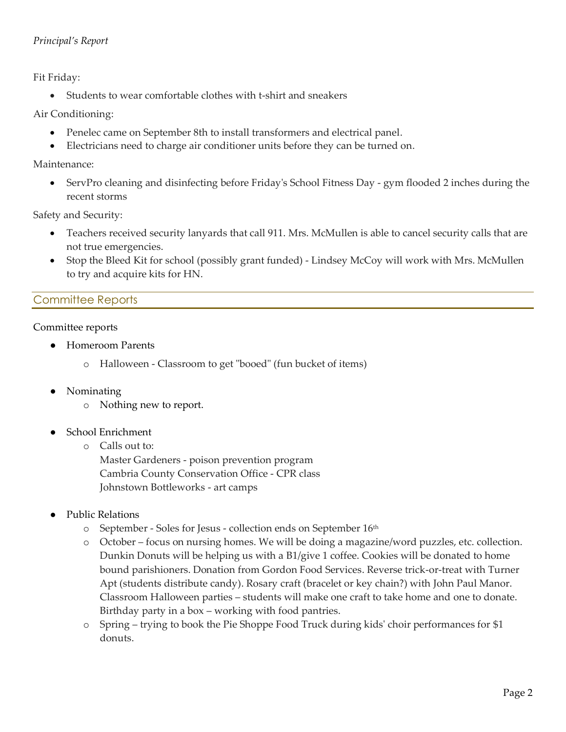*Principal's Report*

Fit Friday:

- Students to wear comfortable clothes with t-shirt and sneakers

Air Conditioning:

- Penelec came on September 8th to install transformers and electrical panel.
- Electricians need to charge air conditioner units before they can be turned on.

Maintenance:

- ServPro cleaning and disinfecting before Friday's School Fitness Day - gym flooded 2 inches during the recent storms

Safety and Security:

- Teachers received security lanyards that call 911. Mrs. McMullen is able to cancel security calls that are not true emergencies.
- Stop the Bleed Kit for school (possibly grant funded) - Lindsey McCoy will work with Mrs. McMullen to try and acquire kits for HN.

## Committee Reports

Committee reports

- Homeroom Parents
  - Halloween - Classroom to get "booed" (fun bucket of items)
- Nominating
  - Nothing new to report.
- School Enrichment
  - Calls out to:
    Master Gardeners - poison prevention program
    Cambria County Conservation Office - CPR class
    Johnstown Bottleworks - art camps
- Public Relations
  - September - Soles for Jesus - collection ends on September 16th
  - October – focus on nursing homes. We will be doing a magazine/word puzzles, etc. collection. Dunkin Donuts will be helping us with a B1/give 1 coffee. Cookies will be donated to home bound parishioners. Donation from Gordon Food Services. Reverse trick-or-treat with Turner Apt (students distribute candy). Rosary craft (bracelet or key chain?) with John Paul Manor. Classroom Halloween parties – students will make one craft to take home and one to donate. Birthday party in a box – working with food pantries.
  - Spring – trying to book the Pie Shoppe Food Truck during kids' choir performances for $1 donuts.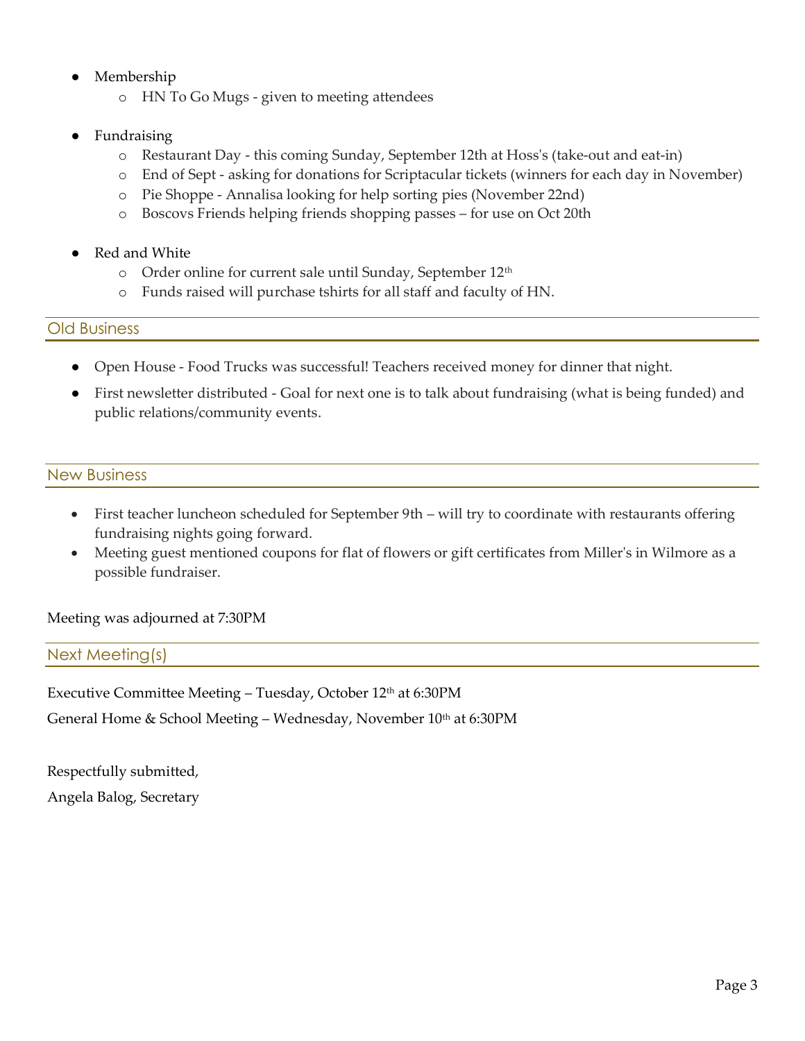- Membership
  - HN To Go Mugs - given to meeting attendees

- Fundraising
  - Restaurant Day - this coming Sunday, September 12th at Hoss's (take-out and eat-in)
  - End of Sept - asking for donations for Scriptacular tickets (winners for each day in November)
  - Pie Shoppe - Annalisa looking for help sorting pies (November 22nd)
  - Boscovs Friends helping friends shopping passes – for use on Oct 20th

- Red and White
  - Order online for current sale until Sunday, September 12th
  - Funds raised will purchase tshirts for all staff and faculty of HN.

## Old Business

- Open House - Food Trucks was successful! Teachers received money for dinner that night.
- First newsletter distributed - Goal for next one is to talk about fundraising (what is being funded) and public relations/community events.

## New Business

- First teacher luncheon scheduled for September 9th – will try to coordinate with restaurants offering fundraising nights going forward.
- Meeting guest mentioned coupons for flat of flowers or gift certificates from Miller's in Wilmore as a possible fundraiser.

Meeting was adjourned at 7:30PM

## Next Meeting(s)

Executive Committee Meeting – Tuesday, October 12th at 6:30PM

General Home & School Meeting – Wednesday, November 10th at 6:30PM

Respectfully submitted,

Angela Balog, Secretary